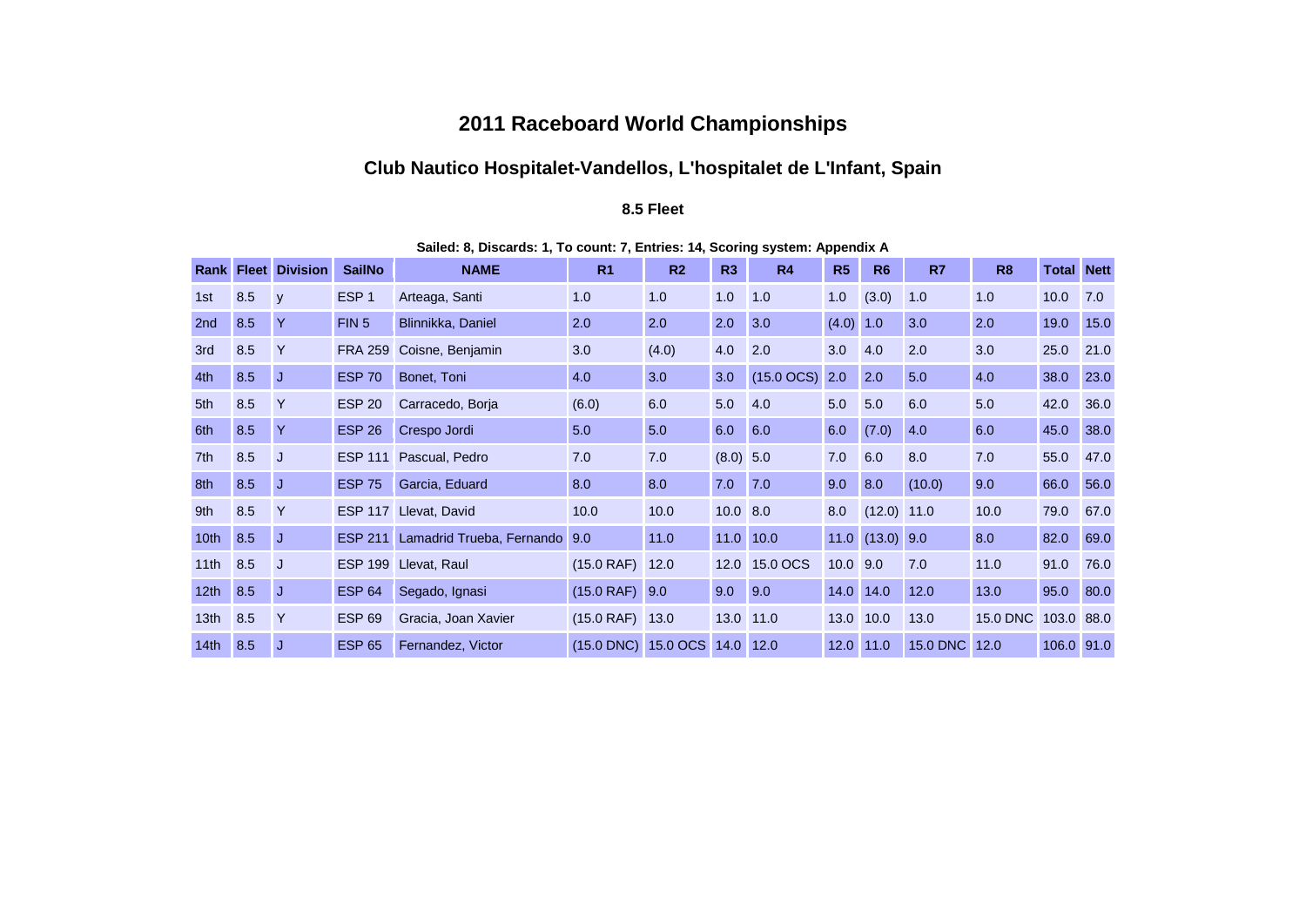# 2011 Raceboard World Championships

## Club Nautico Hospitalet-Vandellos, L'hospitalet de L'Infant, Spain

### 8.5 Fleet

**Sailed: 8, Discards: 1, To count: 7, Entries: 14, Scoring system: Appendix A**

| Rank | Fleet | Division | SailNo | NAME | R1 | R2 | R3 | R4 | R5 | R6 | R7 | R8 | Total | Nett |
|---|---|---|---|---|---|---|---|---|---|---|---|---|---|---|
| 1st | 8.5 | y | ESP 1 | Arteaga, Santi | 1.0 | 1.0 | 1.0 | 1.0 | 1.0 | (3.0) | 1.0 | 1.0 | 10.0 | 7.0 |
| 2nd | 8.5 | Y | FIN 5 | Blinnikka, Daniel | 2.0 | 2.0 | 2.0 | 3.0 | (4.0) | 1.0 | 3.0 | 2.0 | 19.0 | 15.0 |
| 3rd | 8.5 | Y | FRA 259 | Coisne, Benjamin | 3.0 | (4.0) | 4.0 | 2.0 | 3.0 | 4.0 | 2.0 | 3.0 | 25.0 | 21.0 |
| 4th | 8.5 | J | ESP 70 | Bonet, Toni | 4.0 | 3.0 | 3.0 | (15.0 OCS) | 2.0 | 2.0 | 5.0 | 4.0 | 38.0 | 23.0 |
| 5th | 8.5 | Y | ESP 20 | Carracedo, Borja | (6.0) | 6.0 | 5.0 | 4.0 | 5.0 | 5.0 | 6.0 | 5.0 | 42.0 | 36.0 |
| 6th | 8.5 | Y | ESP 26 | Crespo Jordi | 5.0 | 5.0 | 6.0 | 6.0 | 6.0 | (7.0) | 4.0 | 6.0 | 45.0 | 38.0 |
| 7th | 8.5 | J | ESP 111 | Pascual, Pedro | 7.0 | 7.0 | (8.0) | 5.0 | 7.0 | 6.0 | 8.0 | 7.0 | 55.0 | 47.0 |
| 8th | 8.5 | J | ESP 75 | Garcia, Eduard | 8.0 | 8.0 | 7.0 | 7.0 | 9.0 | 8.0 | (10.0) | 9.0 | 66.0 | 56.0 |
| 9th | 8.5 | Y | ESP 117 | Llevat, David | 10.0 | 10.0 | 10.0 | 8.0 | 8.0 | (12.0) | 11.0 | 10.0 | 79.0 | 67.0 |
| 10th | 8.5 | J | ESP 211 | Lamadrid Trueba, Fernando | 9.0 | 11.0 | 11.0 | 10.0 | 11.0 | (13.0) | 9.0 | 8.0 | 82.0 | 69.0 |
| 11th | 8.5 | J | ESP 199 | Llevat, Raul | (15.0 RAF) | 12.0 | 12.0 | 15.0 OCS | 10.0 | 9.0 | 7.0 | 11.0 | 91.0 | 76.0 |
| 12th | 8.5 | J | ESP 64 | Segado, Ignasi | (15.0 RAF) | 9.0 | 9.0 | 9.0 | 14.0 | 14.0 | 12.0 | 13.0 | 95.0 | 80.0 |
| 13th | 8.5 | Y | ESP 69 | Gracia, Joan Xavier | (15.0 RAF) | 13.0 | 13.0 | 11.0 | 13.0 | 10.0 | 13.0 | 15.0 DNC | 103.0 | 88.0 |
| 14th | 8.5 | J | ESP 65 | Fernandez, Victor | (15.0 DNC) | 15.0 OCS | 14.0 | 12.0 | 12.0 | 11.0 | 15.0 DNC | 12.0 | 106.0 | 91.0 |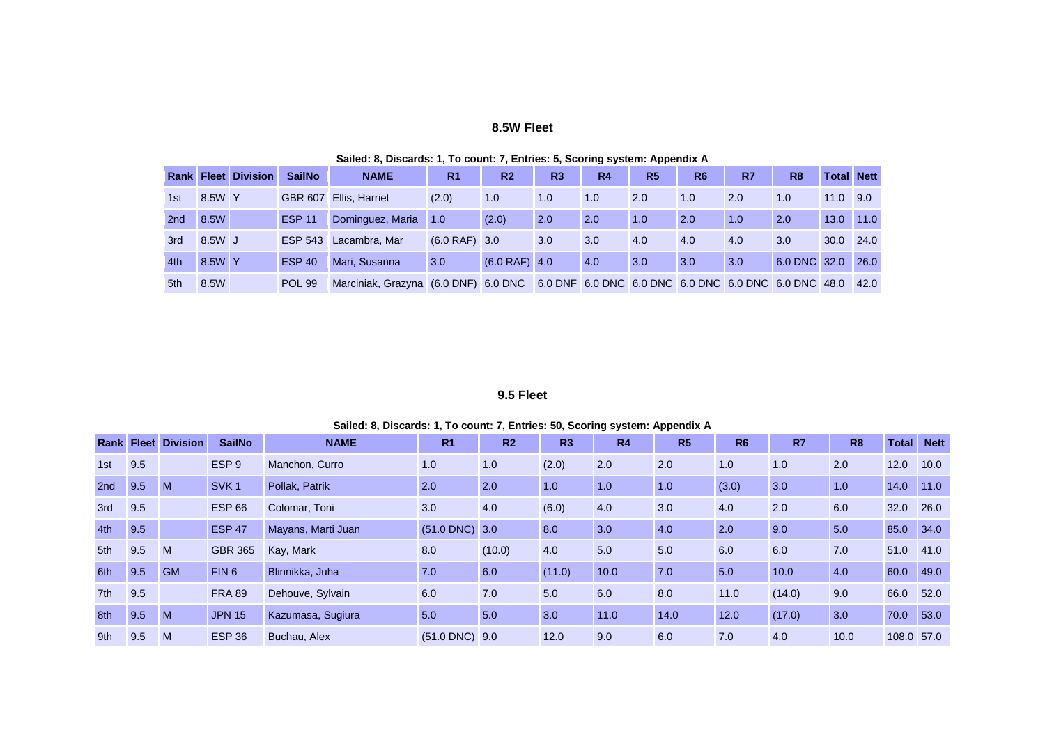## 8.5W Fleet

**Sailed: 8, Discards: 1, To count: 7, Entries: 5, Scoring system: Appendix A**

| Rank | Fleet | Division | SailNo | NAME | R1 | R2 | R3 | R4 | R5 | R6 | R7 | R8 | Total | Nett |
|---|---|---|---|---|---|---|---|---|---|---|---|---|---|---|
| 1st | 8.5W | Y | GBR 607 | Ellis, Harriet | (2.0) | 1.0 | 1.0 | 1.0 | 2.0 | 1.0 | 2.0 | 1.0 | 11.0 | 9.0 |
| 2nd | 8.5W | | ESP 11 | Dominguez, Maria | 1.0 | (2.0) | 2.0 | 2.0 | 1.0 | 2.0 | 1.0 | 2.0 | 13.0 | 11.0 |
| 3rd | 8.5W | J | ESP 543 | Lacambra, Mar | (6.0 RAF) | 3.0 | 3.0 | 3.0 | 4.0 | 4.0 | 4.0 | 3.0 | 30.0 | 24.0 |
| 4th | 8.5W | Y | ESP 40 | Mari, Susanna | 3.0 | (6.0 RAF) | 4.0 | 4.0 | 3.0 | 3.0 | 3.0 | 6.0 DNC | 32.0 | 26.0 |
| 5th | 8.5W | | POL 99 | Marciniak, Grazyna | (6.0 DNF) | 6.0 DNC | 6.0 DNF | 6.0 DNC | 6.0 DNC | 6.0 DNC | 6.0 DNC | 6.0 DNC | 48.0 | 42.0 |

## 9.5 Fleet

**Sailed: 8, Discards: 1, To count: 7, Entries: 50, Scoring system: Appendix A**

| Rank | Fleet | Division | SailNo | NAME | R1 | R2 | R3 | R4 | R5 | R6 | R7 | R8 | Total | Nett |
|---|---|---|---|---|---|---|---|---|---|---|---|---|---|---|
| 1st | 9.5 | | ESP 9 | Manchon, Curro | 1.0 | 1.0 | (2.0) | 2.0 | 2.0 | 1.0 | 1.0 | 2.0 | 12.0 | 10.0 |
| 2nd | 9.5 | M | SVK 1 | Pollak, Patrik | 2.0 | 2.0 | 1.0 | 1.0 | 1.0 | (3.0) | 3.0 | 1.0 | 14.0 | 11.0 |
| 3rd | 9.5 | | ESP 66 | Colomar, Toni | 3.0 | 4.0 | (6.0) | 4.0 | 3.0 | 4.0 | 2.0 | 6.0 | 32.0 | 26.0 |
| 4th | 9.5 | | ESP 47 | Mayans, Marti Juan | (51.0 DNC) | 3.0 | 8.0 | 3.0 | 4.0 | 2.0 | 9.0 | 5.0 | 85.0 | 34.0 |
| 5th | 9.5 | M | GBR 365 | Kay, Mark | 8.0 | (10.0) | 4.0 | 5.0 | 5.0 | 6.0 | 6.0 | 7.0 | 51.0 | 41.0 |
| 6th | 9.5 | GM | FIN 6 | Blinnikka, Juha | 7.0 | 6.0 | (11.0) | 10.0 | 7.0 | 5.0 | 10.0 | 4.0 | 60.0 | 49.0 |
| 7th | 9.5 | | FRA 89 | Dehouve, Sylvain | 6.0 | 7.0 | 5.0 | 6.0 | 8.0 | 11.0 | (14.0) | 9.0 | 66.0 | 52.0 |
| 8th | 9.5 | M | JPN 15 | Kazumasa, Sugiura | 5.0 | 5.0 | 3.0 | 11.0 | 14.0 | 12.0 | (17.0) | 3.0 | 70.0 | 53.0 |
| 9th | 9.5 | M | ESP 36 | Buchau, Alex | (51.0 DNC) | 9.0 | 12.0 | 9.0 | 6.0 | 7.0 | 4.0 | 10.0 | 108.0 | 57.0 |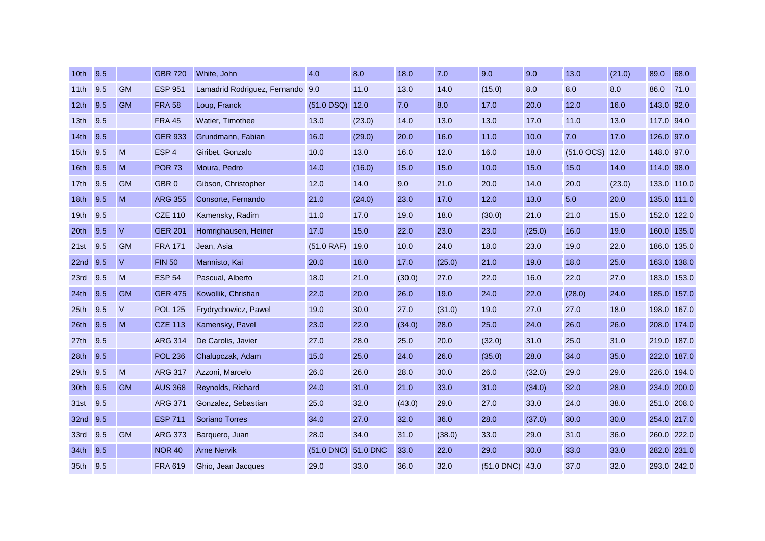| | | | | | | | | | | | | | | |
|---|---|---|---|---|---|---|---|---|---|---|---|---|---|---|
| 10th | 9.5 | | GBR 720 | White, John | 4.0 | 8.0 | 18.0 | 7.0 | 9.0 | 9.0 | 13.0 | (21.0) | 89.0 | 68.0 |
| 11th | 9.5 | GM | ESP 951 | Lamadrid Rodriguez, Fernando | 9.0 | 11.0 | 13.0 | 14.0 | (15.0) | 8.0 | 8.0 | 8.0 | 86.0 | 71.0 |
| 12th | 9.5 | GM | FRA 58 | Loup, Franck | (51.0 DSQ) | 12.0 | 7.0 | 8.0 | 17.0 | 20.0 | 12.0 | 16.0 | 143.0 | 92.0 |
| 13th | 9.5 | | FRA 45 | Watier, Timothee | 13.0 | (23.0) | 14.0 | 13.0 | 13.0 | 17.0 | 11.0 | 13.0 | 117.0 | 94.0 |
| 14th | 9.5 | | GER 933 | Grundmann, Fabian | 16.0 | (29.0) | 20.0 | 16.0 | 11.0 | 10.0 | 7.0 | 17.0 | 126.0 | 97.0 |
| 15th | 9.5 | M | ESP 4 | Giribet, Gonzalo | 10.0 | 13.0 | 16.0 | 12.0 | 16.0 | 18.0 | (51.0 OCS) | 12.0 | 148.0 | 97.0 |
| 16th | 9.5 | M | POR 73 | Moura, Pedro | 14.0 | (16.0) | 15.0 | 15.0 | 10.0 | 15.0 | 15.0 | 14.0 | 114.0 | 98.0 |
| 17th | 9.5 | GM | GBR 0 | Gibson, Christopher | 12.0 | 14.0 | 9.0 | 21.0 | 20.0 | 14.0 | 20.0 | (23.0) | 133.0 | 110.0 |
| 18th | 9.5 | M | ARG 355 | Consorte, Fernando | 21.0 | (24.0) | 23.0 | 17.0 | 12.0 | 13.0 | 5.0 | 20.0 | 135.0 | 111.0 |
| 19th | 9.5 | | CZE 110 | Kamensky, Radim | 11.0 | 17.0 | 19.0 | 18.0 | (30.0) | 21.0 | 21.0 | 15.0 | 152.0 | 122.0 |
| 20th | 9.5 | V | GER 201 | Homrighausen, Heiner | 17.0 | 15.0 | 22.0 | 23.0 | 23.0 | (25.0) | 16.0 | 19.0 | 160.0 | 135.0 |
| 21st | 9.5 | GM | FRA 171 | Jean, Asia | (51.0 RAF) | 19.0 | 10.0 | 24.0 | 18.0 | 23.0 | 19.0 | 22.0 | 186.0 | 135.0 |
| 22nd | 9.5 | V | FIN 50 | Mannisto, Kai | 20.0 | 18.0 | 17.0 | (25.0) | 21.0 | 19.0 | 18.0 | 25.0 | 163.0 | 138.0 |
| 23rd | 9.5 | M | ESP 54 | Pascual, Alberto | 18.0 | 21.0 | (30.0) | 27.0 | 22.0 | 16.0 | 22.0 | 27.0 | 183.0 | 153.0 |
| 24th | 9.5 | GM | GER 475 | Kowollik, Christian | 22.0 | 20.0 | 26.0 | 19.0 | 24.0 | 22.0 | (28.0) | 24.0 | 185.0 | 157.0 |
| 25th | 9.5 | V | POL 125 | Frydrychowicz, Pawel | 19.0 | 30.0 | 27.0 | (31.0) | 19.0 | 27.0 | 27.0 | 18.0 | 198.0 | 167.0 |
| 26th | 9.5 | M | CZE 113 | Kamensky, Pavel | 23.0 | 22.0 | (34.0) | 28.0 | 25.0 | 24.0 | 26.0 | 26.0 | 208.0 | 174.0 |
| 27th | 9.5 | | ARG 314 | De Carolis, Javier | 27.0 | 28.0 | 25.0 | 20.0 | (32.0) | 31.0 | 25.0 | 31.0 | 219.0 | 187.0 |
| 28th | 9.5 | | POL 236 | Chalupczak, Adam | 15.0 | 25.0 | 24.0 | 26.0 | (35.0) | 28.0 | 34.0 | 35.0 | 222.0 | 187.0 |
| 29th | 9.5 | M | ARG 317 | Azzoni, Marcelo | 26.0 | 26.0 | 28.0 | 30.0 | 26.0 | (32.0) | 29.0 | 29.0 | 226.0 | 194.0 |
| 30th | 9.5 | GM | AUS 368 | Reynolds, Richard | 24.0 | 31.0 | 21.0 | 33.0 | 31.0 | (34.0) | 32.0 | 28.0 | 234.0 | 200.0 |
| 31st | 9.5 | | ARG 371 | Gonzalez, Sebastian | 25.0 | 32.0 | (43.0) | 29.0 | 27.0 | 33.0 | 24.0 | 38.0 | 251.0 | 208.0 |
| 32nd | 9.5 | | ESP 711 | Soriano Torres | 34.0 | 27.0 | 32.0 | 36.0 | 28.0 | (37.0) | 30.0 | 30.0 | 254.0 | 217.0 |
| 33rd | 9.5 | GM | ARG 373 | Barquero, Juan | 28.0 | 34.0 | 31.0 | (38.0) | 33.0 | 29.0 | 31.0 | 36.0 | 260.0 | 222.0 |
| 34th | 9.5 | | NOR 40 | Arne Nervik | (51.0 DNC) | 51.0 DNC | 33.0 | 22.0 | 29.0 | 30.0 | 33.0 | 33.0 | 282.0 | 231.0 |
| 35th | 9.5 | | FRA 619 | Ghio, Jean Jacques | 29.0 | 33.0 | 36.0 | 32.0 | (51.0 DNC) | 43.0 | 37.0 | 32.0 | 293.0 | 242.0 |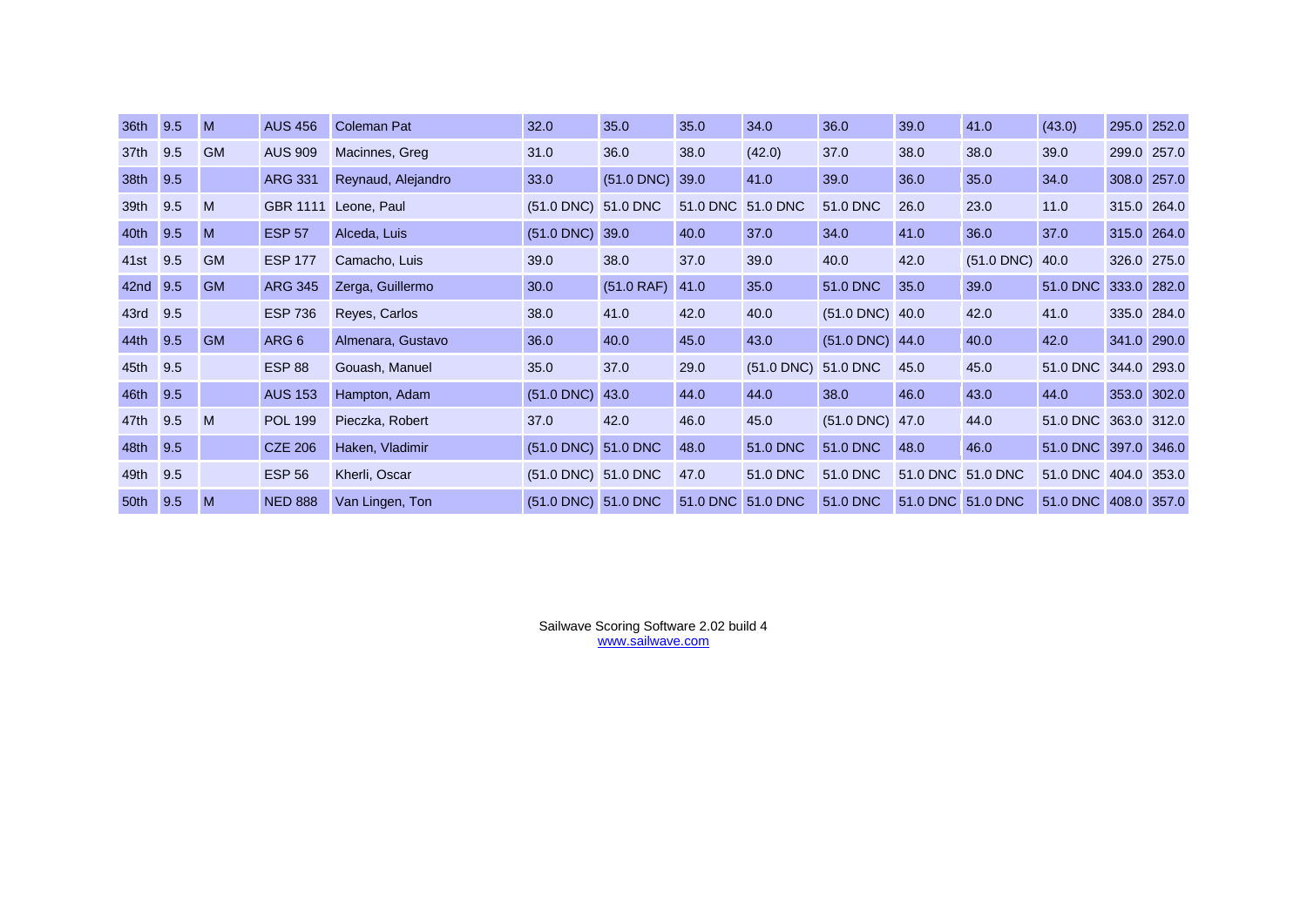| | | | | | | | | | | | | | | |
|---|---|---|---|---|---|---|---|---|---|---|---|---|---|---|
| 36th | 9.5 | M | AUS 456 | Coleman Pat | 32.0 | 35.0 | 35.0 | 34.0 | 36.0 | 39.0 | 41.0 | (43.0) | 295.0 | 252.0 |
| 37th | 9.5 | GM | AUS 909 | Macinnes, Greg | 31.0 | 36.0 | 38.0 | (42.0) | 37.0 | 38.0 | 38.0 | 39.0 | 299.0 | 257.0 |
| 38th | 9.5 | | ARG 331 | Reynaud, Alejandro | 33.0 | (51.0 DNC) | 39.0 | 41.0 | 39.0 | 36.0 | 35.0 | 34.0 | 308.0 | 257.0 |
| 39th | 9.5 | M | GBR 1111 | Leone, Paul | (51.0 DNC) | 51.0 DNC | 51.0 DNC | 51.0 DNC | 51.0 DNC | 26.0 | 23.0 | 11.0 | 315.0 | 264.0 |
| 40th | 9.5 | M | ESP 57 | Alceda, Luis | (51.0 DNC) | 39.0 | 40.0 | 37.0 | 34.0 | 41.0 | 36.0 | 37.0 | 315.0 | 264.0 |
| 41st | 9.5 | GM | ESP 177 | Camacho, Luis | 39.0 | 38.0 | 37.0 | 39.0 | 40.0 | 42.0 | (51.0 DNC) | 40.0 | 326.0 | 275.0 |
| 42nd | 9.5 | GM | ARG 345 | Zerga, Guillermo | 30.0 | (51.0 RAF) | 41.0 | 35.0 | 51.0 DNC | 35.0 | 39.0 | 51.0 DNC | 333.0 | 282.0 |
| 43rd | 9.5 | | ESP 736 | Reyes, Carlos | 38.0 | 41.0 | 42.0 | 40.0 | (51.0 DNC) | 40.0 | 42.0 | 41.0 | 335.0 | 284.0 |
| 44th | 9.5 | GM | ARG 6 | Almenara, Gustavo | 36.0 | 40.0 | 45.0 | 43.0 | (51.0 DNC) | 44.0 | 40.0 | 42.0 | 341.0 | 290.0 |
| 45th | 9.5 | | ESP 88 | Gouash, Manuel | 35.0 | 37.0 | 29.0 | (51.0 DNC) | 51.0 DNC | 45.0 | 45.0 | 51.0 DNC | 344.0 | 293.0 |
| 46th | 9.5 | | AUS 153 | Hampton, Adam | (51.0 DNC) | 43.0 | 44.0 | 44.0 | 38.0 | 46.0 | 43.0 | 44.0 | 353.0 | 302.0 |
| 47th | 9.5 | M | POL 199 | Pieczka, Robert | 37.0 | 42.0 | 46.0 | 45.0 | (51.0 DNC) | 47.0 | 44.0 | 51.0 DNC | 363.0 | 312.0 |
| 48th | 9.5 | | CZE 206 | Haken, Vladimir | (51.0 DNC) | 51.0 DNC | 48.0 | 51.0 DNC | 51.0 DNC | 48.0 | 46.0 | 51.0 DNC | 397.0 | 346.0 |
| 49th | 9.5 | | ESP 56 | Kherli, Oscar | (51.0 DNC) | 51.0 DNC | 47.0 | 51.0 DNC | 51.0 DNC | 51.0 DNC | 51.0 DNC | 51.0 DNC | 404.0 | 353.0 |
| 50th | 9.5 | M | NED 888 | Van Lingen, Ton | (51.0 DNC) | 51.0 DNC | 51.0 DNC | 51.0 DNC | 51.0 DNC | 51.0 DNC | 51.0 DNC | 51.0 DNC | 408.0 | 357.0 |

Sailwave Scoring Software 2.02 build 4
www.sailwave.com